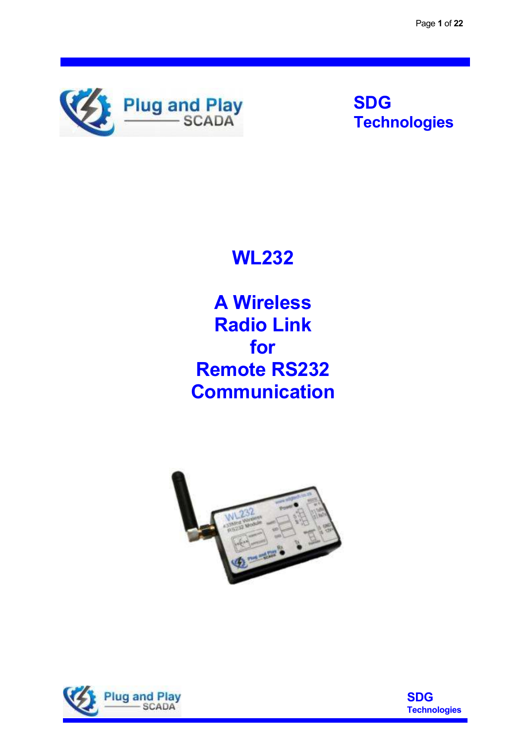Plug and Play SCADA

**SDG Technologies**

# WL232

# A Wireless Radio Link for Remote RS232 Communication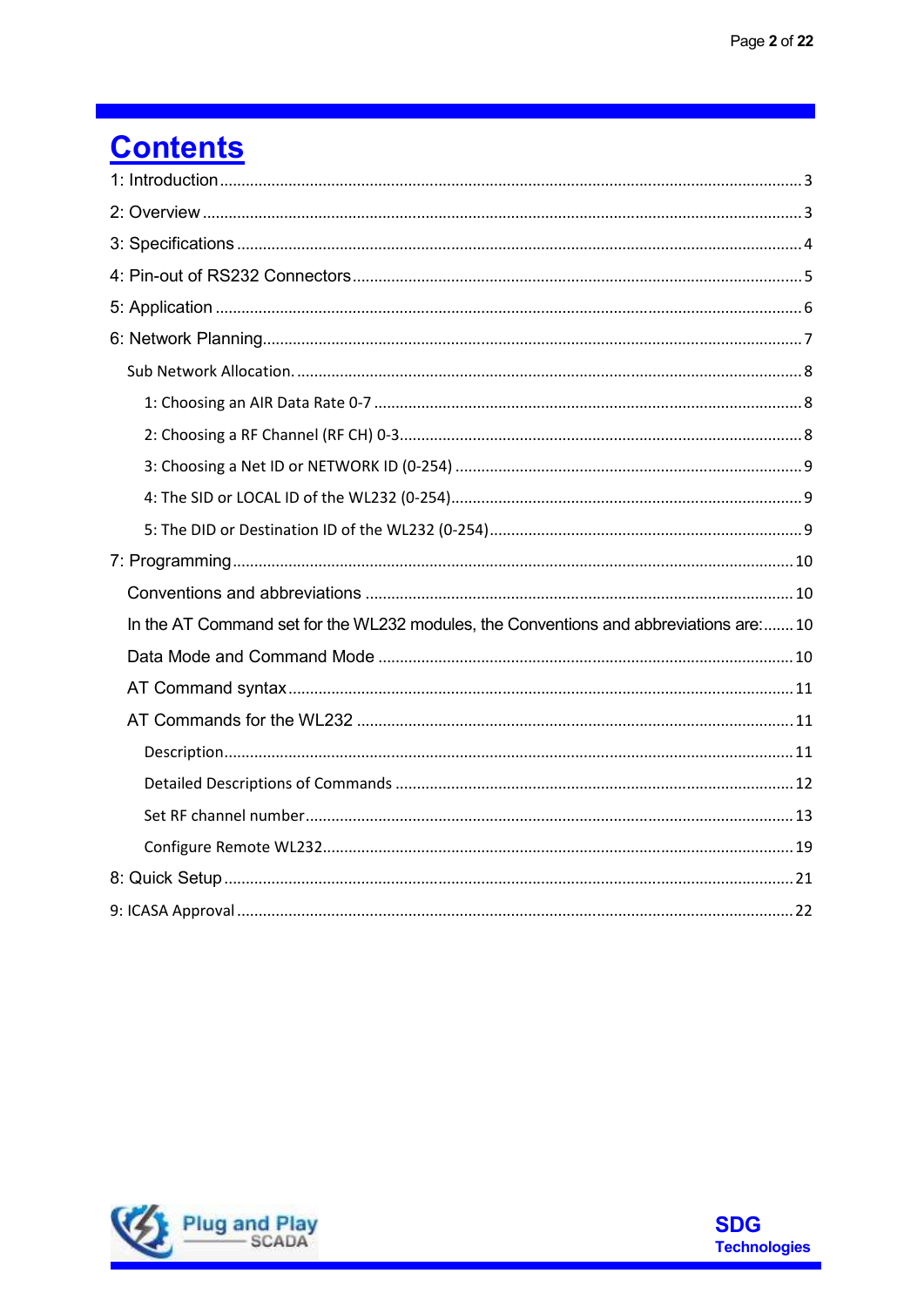# Contents

1: Introduction ..................................................................................................................... 3

2: Overview ........................................................................................................................ 3

3: Specifications ................................................................................................................. 4

4: Pin-out of RS232 Connectors ....................................................................................... 5

5: Application ..................................................................................................................... 6

6: Network Planning........................................................................................................... 7

- Sub Network Allocation. ................................................................................................ 8
  - 1: Choosing an AIR Data Rate 0-7 ............................................................................... 8
  - 2: Choosing a RF Channel (RF CH) 0-3....................................................................... 8
  - 3: Choosing a Net ID or NETWORK ID (0-254) ........................................................... 9
  - 4: The SID or LOCAL ID of the WL232 (0-254)............................................................ 9
  - 5: The DID or Destination ID of the WL232 (0-254)..................................................... 9

7: Programming................................................................................................................. 10

- Conventions and abbreviations .................................................................................... 10
- In the AT Command set for the WL232 modules, the Conventions and abbreviations are:....... 10
- Data Mode and Command Mode .................................................................................. 10
- AT Command syntax..................................................................................................... 11
- AT Commands for the WL232 ...................................................................................... 11
  - Description.................................................................................................................. 11
  - Detailed Descriptions of Commands .......................................................................... 12
  - Set RF channel number............................................................................................... 13
  - Configure Remote WL232............................................................................................ 19

8: Quick Setup ................................................................................................................... 21

9: ICASA Approval ............................................................................................................. 22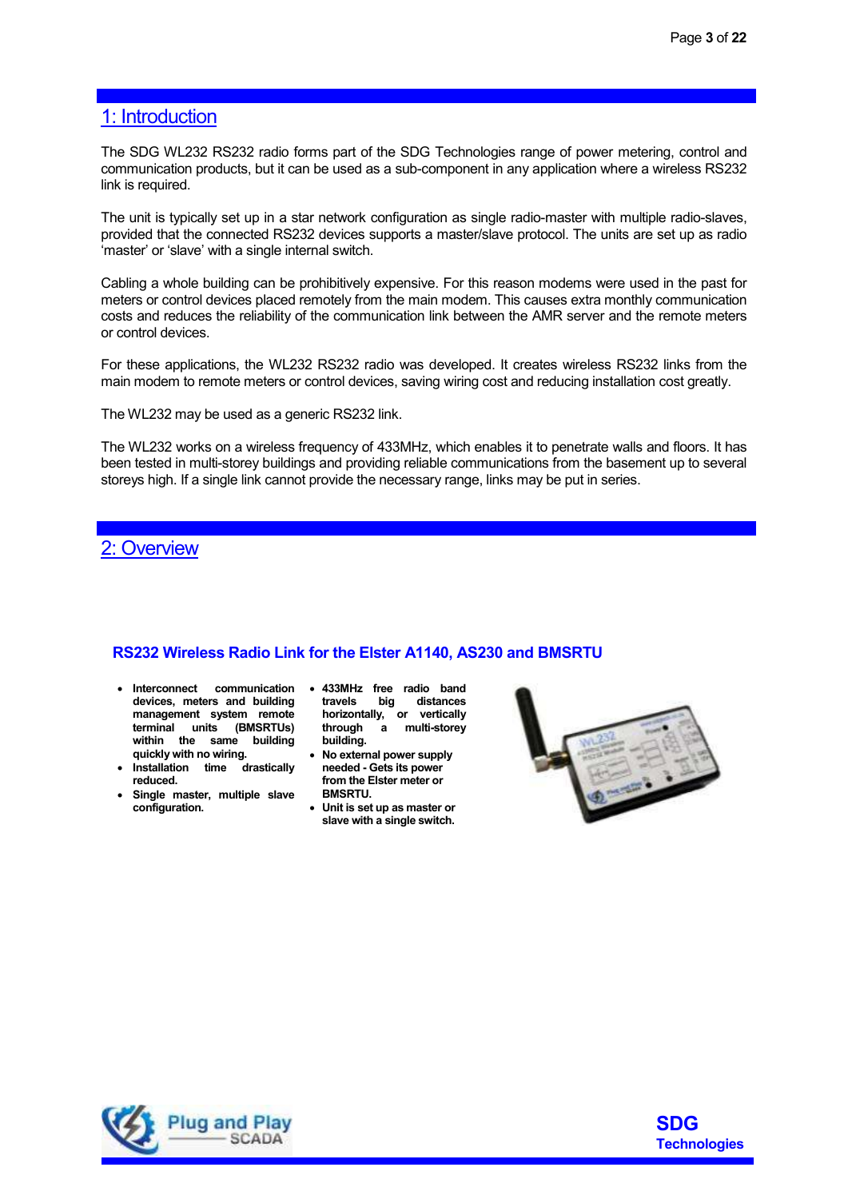## 1: Introduction

The SDG WL232 RS232 radio forms part of the SDG Technologies range of power metering, control and communication products, but it can be used as a sub-component in any application where a wireless RS232 link is required.

The unit is typically set up in a star network configuration as single radio-master with multiple radio-slaves, provided that the connected RS232 devices supports a master/slave protocol. The units are set up as radio 'master' or 'slave' with a single internal switch.

Cabling a whole building can be prohibitively expensive. For this reason modems were used in the past for meters or control devices placed remotely from the main modem. This causes extra monthly communication costs and reduces the reliability of the communication link between the AMR server and the remote meters or control devices.

For these applications, the WL232 RS232 radio was developed. It creates wireless RS232 links from the main modem to remote meters or control devices, saving wiring cost and reducing installation cost greatly.

The WL232 may be used as a generic RS232 link.

The WL232 works on a wireless frequency of 433MHz, which enables it to penetrate walls and floors. It has been tested in multi-storey buildings and providing reliable communications from the basement up to several storeys high. If a single link cannot provide the necessary range, links may be put in series.

## 2: Overview

### RS232 Wireless Radio Link for the Elster A1140, AS230 and BMSRTU

- **Interconnect communication devices, meters and building management system remote terminal units (BMSRTUs) within the same building quickly with no wiring.**
- **Installation time drastically reduced.**
- **Single master, multiple slave configuration.**
- **433MHz free radio band travels big distances horizontally, or vertically through a multi-storey building.**
- **No external power supply needed - Gets its power from the Elster meter or BMSRTU.**
- **Unit is set up as master or slave with a single switch.**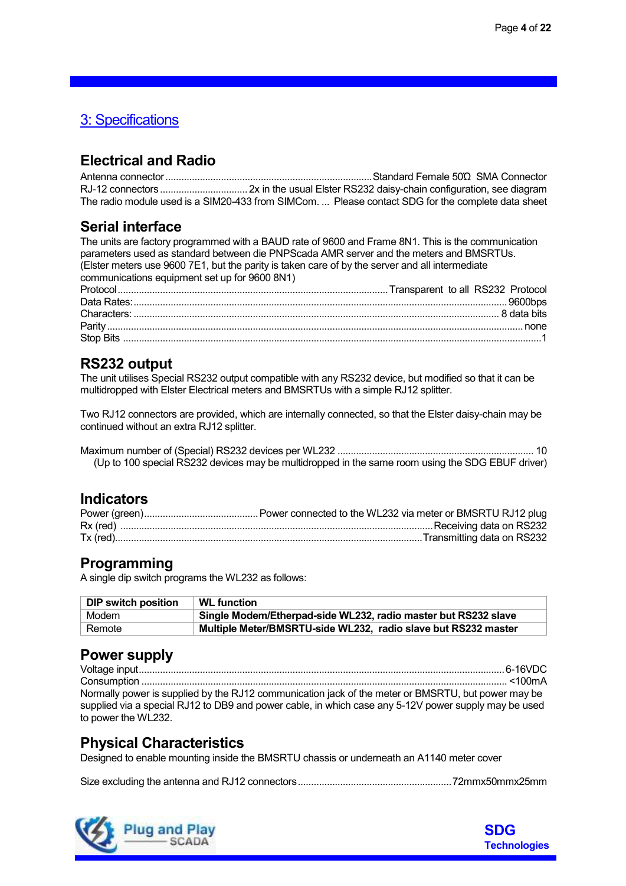## 3: Specifications

### Electrical and Radio

Antenna connector.............................................................................Standard Female 50Ω SMA Connector
RJ-12 connectors ................................ 2x in the usual Elster RS232 daisy-chain configuration, see diagram
The radio module used is a SIM20-433 from SIMCom. ... Please contact SDG for the complete data sheet

### Serial interface

The units are factory programmed with a BAUD rate of 9600 and Frame 8N1. This is the communication parameters used as standard between die PNPScada AMR server and the meters and BMSRTUs. (Elster meters use 9600 7E1, but the parity is taken care of by the server and all intermediate communications equipment set up for 9600 8N1)

Protocol ....................................................................................................Transparent to all RS232 Protocol
Data Rates: ........................................................................................................................................9600bps
Characters: ....................................................................................................................................... 8 data bits
Parity ................................................................................................................................................... none
Stop Bits ................................................................................................................................................1

### RS232 output

The unit utilises Special RS232 output compatible with any RS232 device, but modified so that it can be multidropped with Elster Electrical meters and BMSRTUs with a simple RJ12 splitter.

Two RJ12 connectors are provided, which are internally connected, so that the Elster daisy-chain may be continued without an extra RJ12 splitter.

Maximum number of (Special) RS232 devices per WL232 ......................................................................... 10
(Up to 100 special RS232 devices may be multidropped in the same room using the SDG EBUF driver)

### Indicators

Power (green)...........................................Power connected to the WL232 via meter or BMSRTU RJ12 plug
Rx (red) .....................................................................................................................Receiving data on RS232
Tx (red)...................................................................................................................Transmitting data on RS232

### Programming

A single dip switch programs the WL232 as follows:

| DIP switch position | WL function |
|---|---|
| Modem | **Single Modem/Etherpad-side WL232, radio master but RS232 slave** |
| Remote | **Multiple Meter/BMSRTU-side WL232, radio slave but RS232 master** |

### Power supply

Voltage input.......................................................................................................................................6-16VDC
Consumption ....................................................................................................................................... <100mA
Normally power is supplied by the RJ12 communication jack of the meter or BMSRTU, but power may be supplied via a special RJ12 to DB9 and power cable, in which case any 5-12V power supply may be used to power the WL232.

### Physical Characteristics

Designed to enable mounting inside the BMSRTU chassis or underneath an A1140 meter cover

Size excluding the antenna and RJ12 connectors.........................................................72mmx50mmx25mm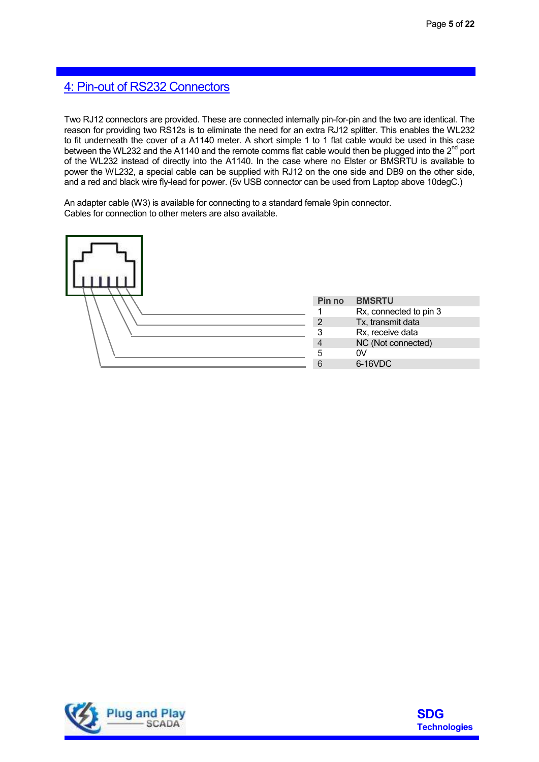## 4: Pin-out of RS232 Connectors

Two RJ12 connectors are provided. These are connected internally pin-for-pin and the two are identical. The reason for providing two RS12s is to eliminate the need for an extra RJ12 splitter. This enables the WL232 to fit underneath the cover of a A1140 meter. A short simple 1 to 1 flat cable would be used in this case between the WL232 and the A1140 and the remote comms flat cable would then be plugged into the 2nd port of the WL232 instead of directly into the A1140. In the case where no Elster or BMSRTU is available to power the WL232, a special cable can be supplied with RJ12 on the one side and DB9 on the other side, and a red and black wire fly-lead for power. (5v USB connector can be used from Laptop above 10degC.)

An adapter cable (W3) is available for connecting to a standard female 9pin connector.
Cables for connection to other meters are also available.

| Pin no | BMSRTU |
|---|---|
| 1 | Rx, connected to pin 3 |
| 2 | Tx, transmit data |
| 3 | Rx, receive data |
| 4 | NC (Not connected) |
| 5 | 0V |
| 6 | 6-16VDC |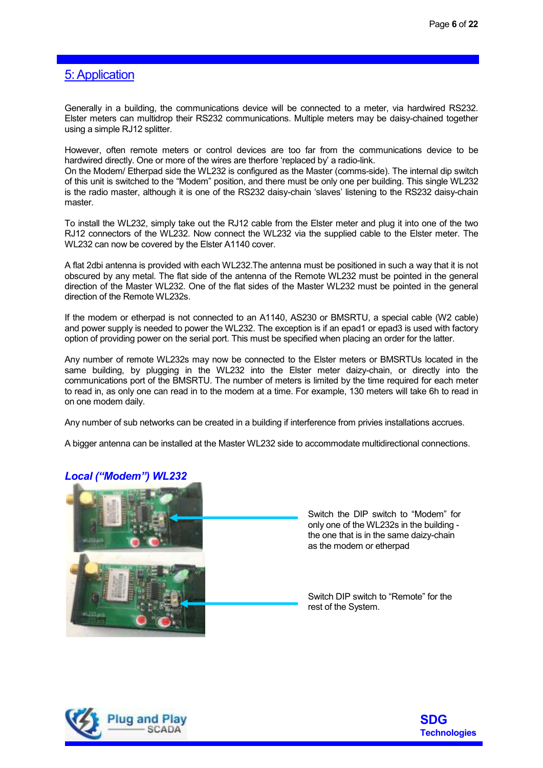## 5: Application

Generally in a building, the communications device will be connected to a meter, via hardwired RS232. Elster meters can multidrop their RS232 communications. Multiple meters may be daisy-chained together using a simple RJ12 splitter.

However, often remote meters or control devices are too far from the communications device to be hardwired directly. One or more of the wires are therfore 'replaced by' a radio-link.
On the Modem/ Etherpad side the WL232 is configured as the Master (comms-side). The internal dip switch of this unit is switched to the "Modem" position, and there must be only one per building. This single WL232 is the radio master, although it is one of the RS232 daisy-chain 'slaves' listening to the RS232 daisy-chain master.

To install the WL232, simply take out the RJ12 cable from the Elster meter and plug it into one of the two RJ12 connectors of the WL232. Now connect the WL232 via the supplied cable to the Elster meter. The WL232 can now be covered by the Elster A1140 cover.

A flat 2dbi antenna is provided with each WL232.The antenna must be positioned in such a way that it is not obscured by any metal. The flat side of the antenna of the Remote WL232 must be pointed in the general direction of the Master WL232. One of the flat sides of the Master WL232 must be pointed in the general direction of the Remote WL232s.

If the modem or etherpad is not connected to an A1140, AS230 or BMSRTU, a special cable (W2 cable) and power supply is needed to power the WL232. The exception is if an epad1 or epad3 is used with factory option of providing power on the serial port. This must be specified when placing an order for the latter.

Any number of remote WL232s may now be connected to the Elster meters or BMSRTUs located in the same building, by plugging in the WL232 into the Elster meter daizy-chain, or directly into the communications port of the BMSRTU. The number of meters is limited by the time required for each meter to read in, as only one can read in to the modem at a time. For example, 130 meters will take 6h to read in on one modem daily.

Any number of sub networks can be created in a building if interference from privies installations accrues.

A bigger antenna can be installed at the Master WL232 side to accommodate multidirectional connections.

### *Local ("Modem") WL232*

Switch the DIP switch to "Modem" for only one of the WL232s in the building - the one that is in the same daizy-chain as the modem or etherpad

Switch DIP switch to "Remote" for the rest of the System.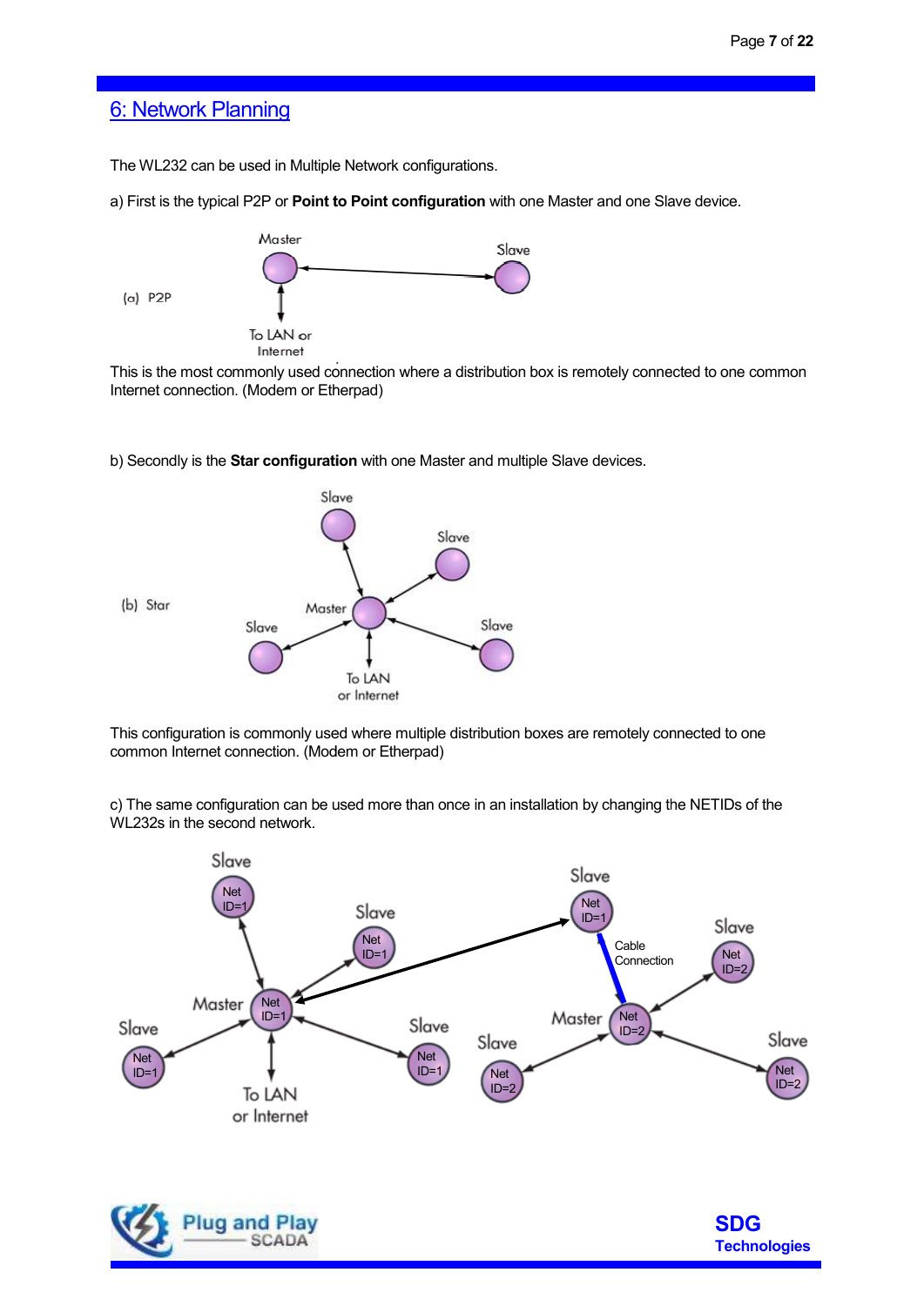## 6: Network Planning

The WL232 can be used in Multiple Network configurations.

a) First is the typical P2P or **Point to Point configuration** with one Master and one Slave device.

(a) P2P

Master — Slave

To LAN or Internet

This is the most commonly used connection where a distribution box is remotely connected to one common Internet connection. (Modem or Etherpad)

b) Secondly is the **Star configuration** with one Master and multiple Slave devices.

(b) Star

Slave, Slave, Master, Slave, Slave

To LAN or Internet

This configuration is commonly used where multiple distribution boxes are remotely connected to one common Internet connection. (Modem or Etherpad)

c) The same configuration can be used more than once in an installation by changing the NETIDs of the WL232s in the second network.

Slave Net ID=1, Slave Net ID=1, Master Net ID=1, Slave Net ID=1, Slave Net ID=1, To LAN or Internet

Slave Net ID=1, Cable Connection, Slave Net ID=2, Master Net ID=2, Slave Net ID=2, Slave Net ID=2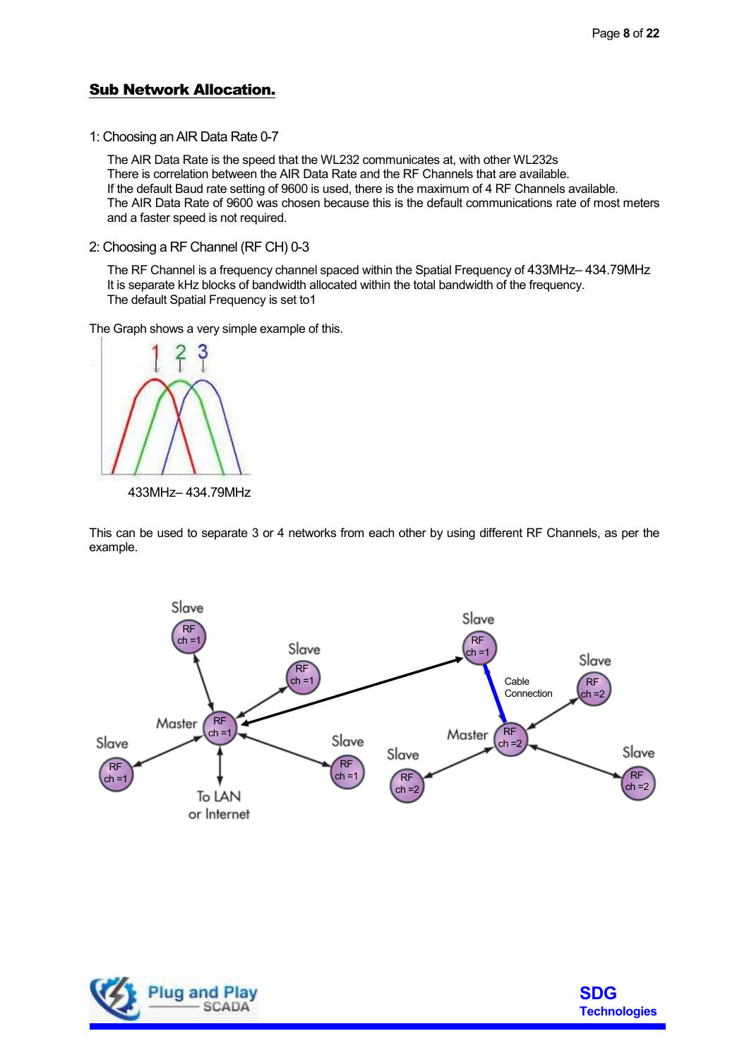## Sub Network Allocation.

1: Choosing an AIR Data Rate 0-7

The AIR Data Rate is the speed that the WL232 communicates at, with other WL232s
There is correlation between the AIR Data Rate and the RF Channels that are available.
If the default Baud rate setting of 9600 is used, there is the maximum of 4 RF Channels available.
The AIR Data Rate of 9600 was chosen because this is the default communications rate of most meters and a faster speed is not required.

2: Choosing a RF Channel (RF CH) 0-3

The RF Channel is a frequency channel spaced within the Spatial Frequency of 433MHz– 434.79MHz
It is separate kHz blocks of bandwidth allocated within the total bandwidth of the frequency.
The default Spatial Frequency is set to1

The Graph shows a very simple example of this.

433MHz– 434.79MHz

This can be used to separate 3 or 4 networks from each other by using different RF Channels, as per the example.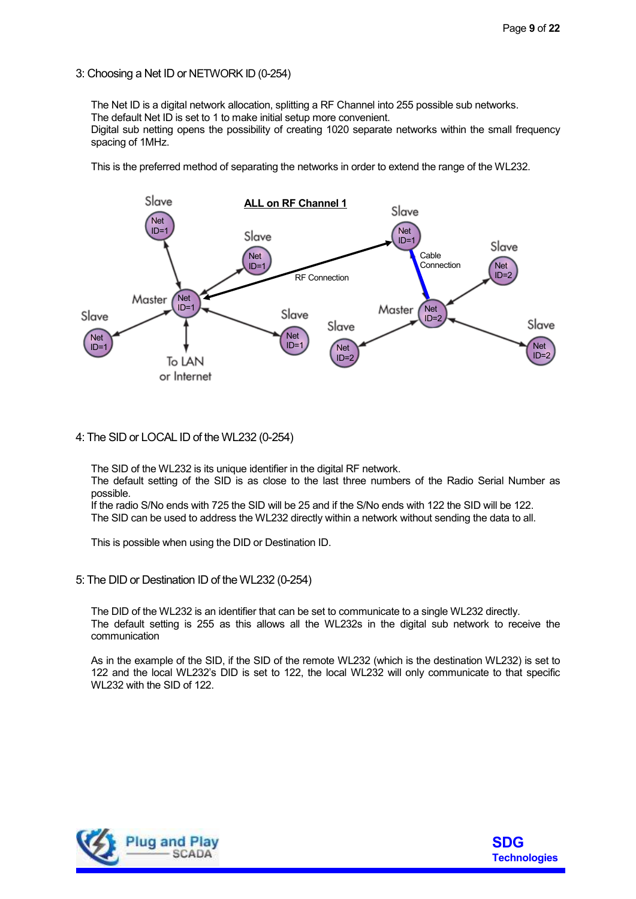## 3: Choosing a Net ID or NETWORK ID (0-254)

The Net ID is a digital network allocation, splitting a RF Channel into 255 possible sub networks.
The default Net ID is set to 1 to make initial setup more convenient.
Digital sub netting opens the possibility of creating 1020 separate networks within the small frequency spacing of 1MHz.

This is the preferred method of separating the networks in order to extend the range of the WL232.

**ALL on RF Channel 1**

## 4: The SID or LOCAL ID of the WL232 (0-254)

The SID of the WL232 is its unique identifier in the digital RF network.
The default setting of the SID is as close to the last three numbers of the Radio Serial Number as possible.
If the radio S/No ends with 725 the SID will be 25 and if the S/No ends with 122 the SID will be 122.
The SID can be used to address the WL232 directly within a network without sending the data to all.

This is possible when using the DID or Destination ID.

## 5: The DID or Destination ID of the WL232 (0-254)

The DID of the WL232 is an identifier that can be set to communicate to a single WL232 directly.
The default setting is 255 as this allows all the WL232s in the digital sub network to receive the communication

As in the example of the SID, if the SID of the remote WL232 (which is the destination WL232) is set to 122 and the local WL232's DID is set to 122, the local WL232 will only communicate to that specific WL232 with the SID of 122.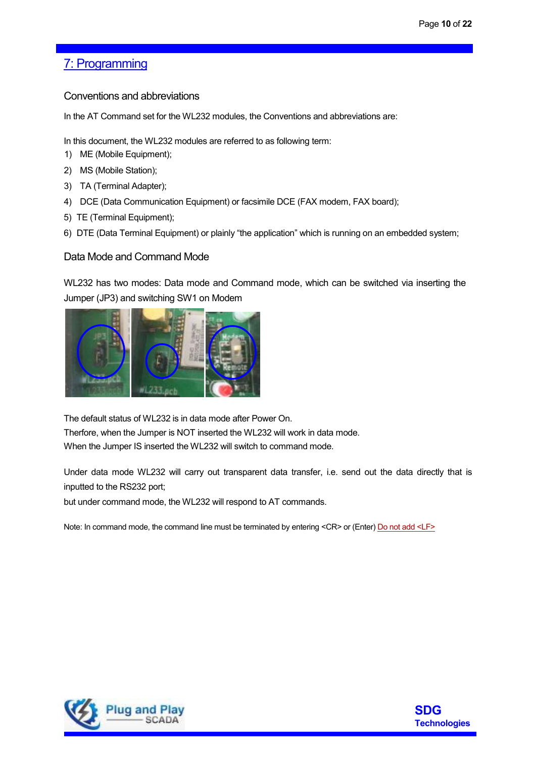## 7: Programming

### Conventions and abbreviations

In the AT Command set for the WL232 modules, the Conventions and abbreviations are:

In this document, the WL232 modules are referred to as following term:

1) ME (Mobile Equipment);
2) MS (Mobile Station);
3) TA (Terminal Adapter);
4) DCE (Data Communication Equipment) or facsimile DCE (FAX modem, FAX board);
5) TE (Terminal Equipment);
6) DTE (Data Terminal Equipment) or plainly "the application" which is running on an embedded system;

### Data Mode and Command Mode

WL232 has two modes: Data mode and Command mode, which can be switched via inserting the Jumper (JP3) and switching SW1 on Modem

The default status of WL232 is in data mode after Power On.
Therfore, when the Jumper is NOT inserted the WL232 will work in data mode.
When the Jumper IS inserted the WL232 will switch to command mode.

Under data mode WL232 will carry out transparent data transfer, i.e. send out the data directly that is inputted to the RS232 port;
but under command mode, the WL232 will respond to AT commands.

Note: In command mode, the command line must be terminated by entering <CR> or (Enter) Do not add <LF>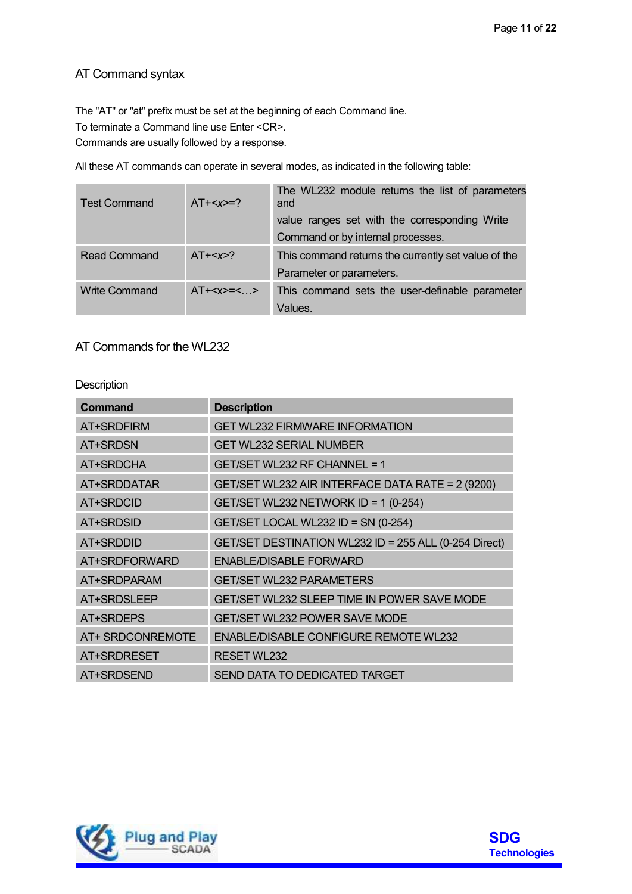## AT Command syntax

The "AT" or "at" prefix must be set at the beginning of each Command line.
To terminate a Command line use Enter <CR>.
Commands are usually followed by a response.

All these AT commands can operate in several modes, as indicated in the following table:

| Test Command | AT+<x>=? | The WL232 module returns the list of parameters and value ranges set with the corresponding Write Command or by internal processes. |
|---|---|---|
| Read Command | AT+<x>? | This command returns the currently set value of the Parameter or parameters. |
| Write Command | AT+<x>=<…> | This command sets the user-definable parameter Values. |

## AT Commands for the WL232

Description

| Command | Description |
|---|---|
| AT+SRDFIRM | GET WL232 FIRMWARE INFORMATION |
| AT+SRDSN | GET WL232 SERIAL NUMBER |
| AT+SRDCHA | GET/SET WL232 RF CHANNEL = 1 |
| AT+SRDDATAR | GET/SET WL232 AIR INTERFACE DATA RATE = 2 (9200) |
| AT+SRDCID | GET/SET WL232 NETWORK ID = 1 (0-254) |
| AT+SRDSID | GET/SET LOCAL WL232 ID = SN (0-254) |
| AT+SRDDID | GET/SET DESTINATION WL232 ID = 255 ALL (0-254 Direct) |
| AT+SRDFORWARD | ENABLE/DISABLE FORWARD |
| AT+SRDPARAM | GET/SET WL232 PARAMETERS |
| AT+SRDSLEEP | GET/SET WL232 SLEEP TIME IN POWER SAVE MODE |
| AT+SRDEPS | GET/SET WL232 POWER SAVE MODE |
| AT+ SRDCONREMOTE | ENABLE/DISABLE CONFIGURE REMOTE WL232 |
| AT+SRDRESET | RESET WL232 |
| AT+SRDSEND | SEND DATA TO DEDICATED TARGET |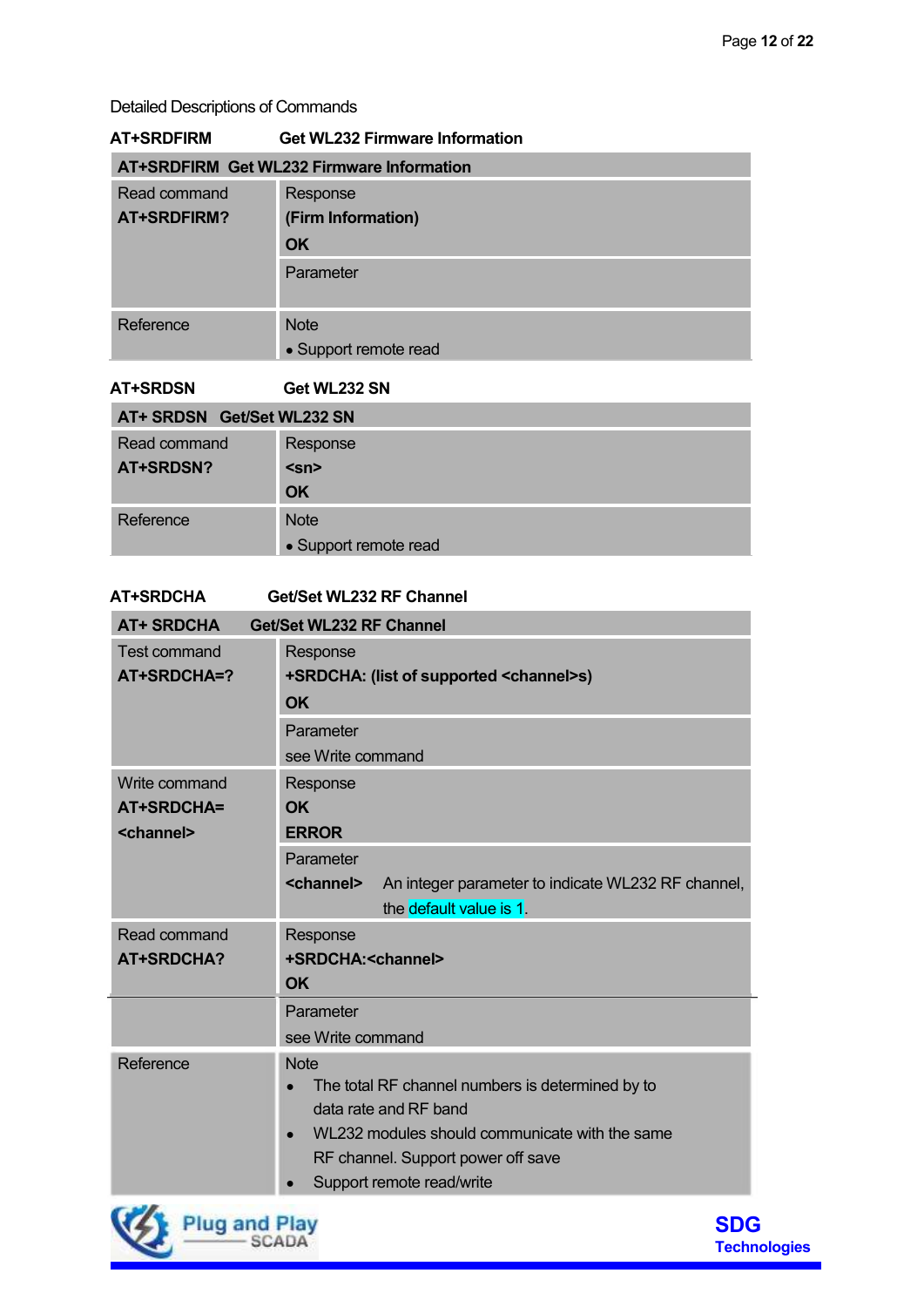Detailed Descriptions of Commands

**AT+SRDFIRM Get WL232 Firmware Information**

| **AT+SRDFIRM Get WL232 Firmware Information** | |
|---|---|
| Read command<br>**AT+SRDFIRM?** | Response<br>**(Firm Information)**<br>**OK** |
| | Parameter |
| Reference | Note<br>• Support remote read |

**AT+SRDSN Get WL232 SN**

| **AT+ SRDSN Get/Set WL232 SN** | |
|---|---|
| Read command<br>**AT+SRDSN?** | Response<br>**<sn>**<br>**OK** |
| Reference | Note<br>• Support remote read |

**AT+SRDCHA Get/Set WL232 RF Channel**

| **AT+ SRDCHA Get/Set WL232 RF Channel** | |
|---|---|
| Test command<br>**AT+SRDCHA=?** | Response<br>**+SRDCHA: (list of supported <channel>s)**<br>**OK** |
| | Parameter<br>see Write command |
| Write command<br>**AT+SRDCHA=**<br>**<channel>** | Response<br>**OK**<br>**ERROR** |
| | Parameter<br>**<channel>** An integer parameter to indicate WL232 RF channel, the default value is 1. |
| Read command<br>**AT+SRDCHA?** | Response<br>**+SRDCHA:<channel>**<br>**OK** |
| | Parameter<br>see Write command |
| Reference | Note<br>• The total RF channel numbers is determined by to data rate and RF band<br>• WL232 modules should communicate with the same RF channel. Support power off save<br>• Support remote read/write |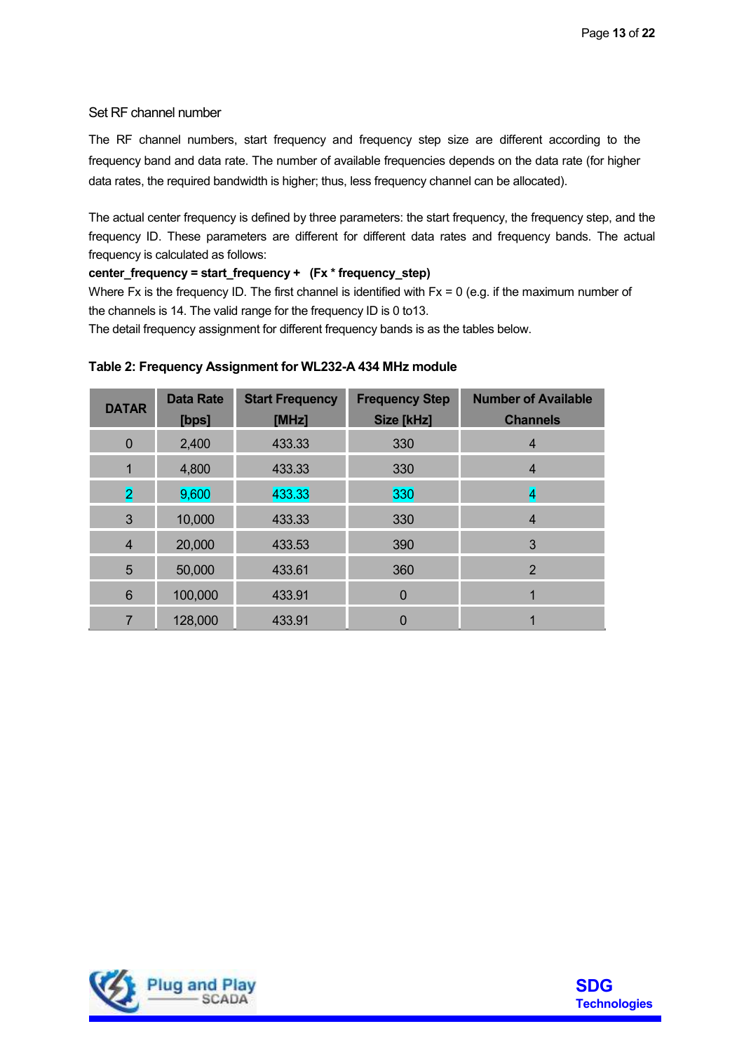Set RF channel number

The RF channel numbers, start frequency and frequency step size are different according to the frequency band and data rate. The number of available frequencies depends on the data rate (for higher data rates, the required bandwidth is higher; thus, less frequency channel can be allocated).

The actual center frequency is defined by three parameters: the start frequency, the frequency step, and the frequency ID. These parameters are different for different data rates and frequency bands. The actual frequency is calculated as follows:

**center_frequency = start_frequency + (Fx * frequency_step)**

Where Fx is the frequency ID. The first channel is identified with Fx = 0 (e.g. if the maximum number of the channels is 14. The valid range for the frequency ID is 0 to13.

The detail frequency assignment for different frequency bands is as the tables below.

**Table 2: Frequency Assignment for WL232-A 434 MHz module**

| DATAR | Data Rate [bps] | Start Frequency [MHz] | Frequency Step Size [kHz] | Number of Available Channels |
|---|---|---|---|---|
| 0 | 2,400 | 433.33 | 330 | 4 |
| 1 | 4,800 | 433.33 | 330 | 4 |
| 2 | 9,600 | 433.33 | 330 | 4 |
| 3 | 10,000 | 433.33 | 330 | 4 |
| 4 | 20,000 | 433.53 | 390 | 3 |
| 5 | 50,000 | 433.61 | 360 | 2 |
| 6 | 100,000 | 433.91 | 0 | 1 |
| 7 | 128,000 | 433.91 | 0 | 1 |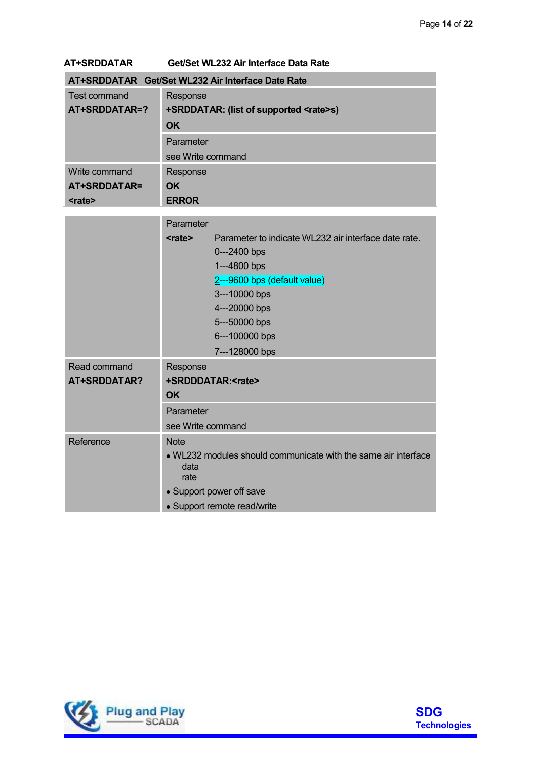**AT+SRDDATAR Get/Set WL232 Air Interface Data Rate**

| AT+SRDDATAR Get/Set WL232 Air Interface Date Rate | |
|---|---|
| Test command<br>**AT+SRDDATAR=?** | Response<br>**+SRDDATAR: (list of supported <rate>s)**<br>**OK** |
| | Parameter<br>see Write command |
| Write command<br>**AT+SRDDATAR=<rate>** | Response<br>**OK**<br>**ERROR** |
| | Parameter<br>**<rate>** Parameter to indicate WL232 air interface date rate.<br>0---2400 bps<br>1---4800 bps<br>2---9600 bps (default value)<br>3---10000 bps<br>4---20000 bps<br>5---50000 bps<br>6---100000 bps<br>7---128000 bps |
| Read command<br>**AT+SRDDATAR?** | Response<br>**+SRDDDATAR:<rate>**<br>**OK** |
| | Parameter<br>see Write command |
| Reference | Note<br>• WL232 modules should communicate with the same air interface data rate<br>• Support power off save<br>• Support remote read/write |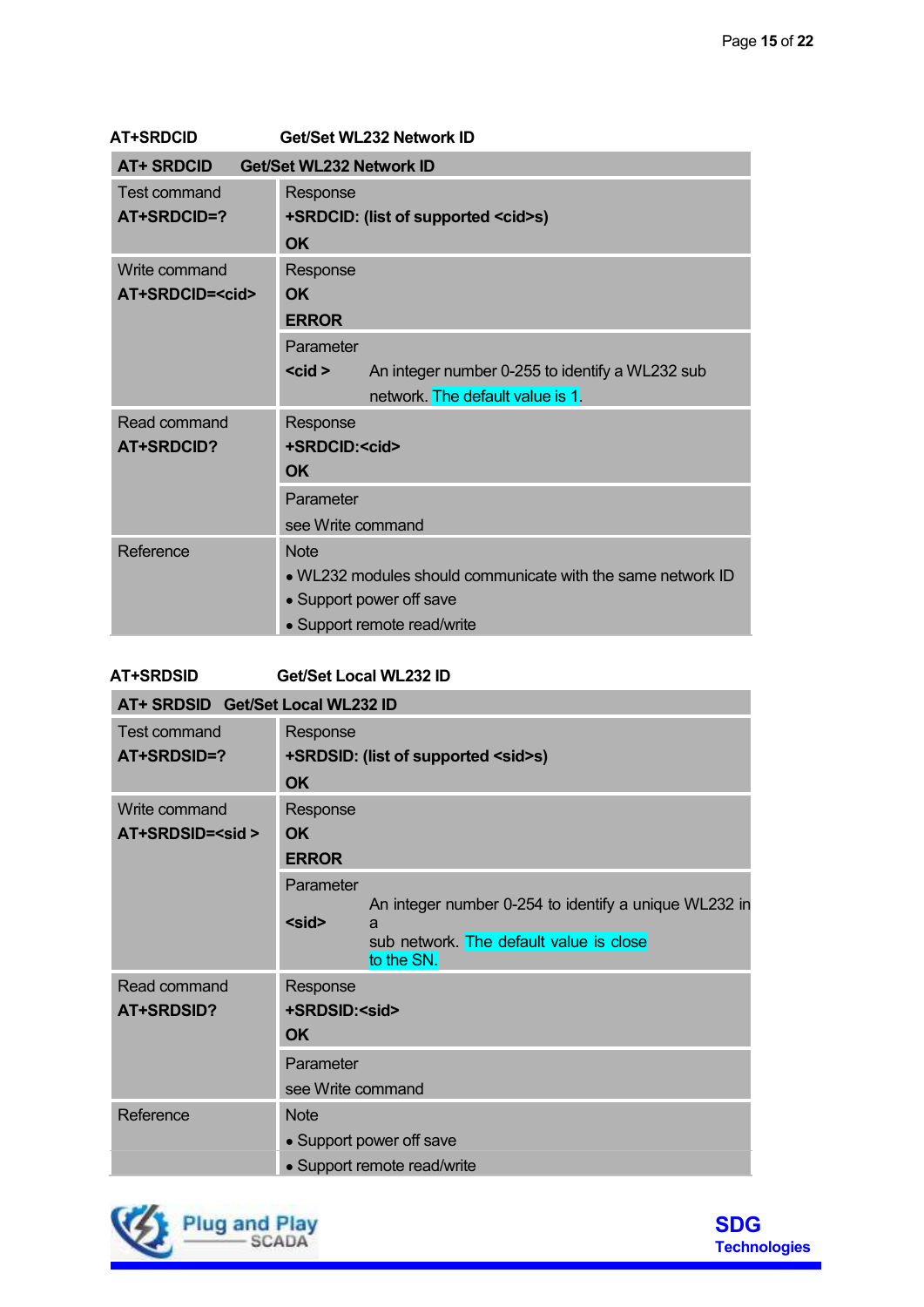**AT+SRDCID** **Get/Set WL232 Network ID**

| **AT+ SRDCID** **Get/Set WL232 Network ID** | |
|---|---|
| Test command<br>**AT+SRDCID=?** | Response<br>**+SRDCID: (list of supported <cid>s)**<br>**OK** |
| Write command<br>**AT+SRDCID=<cid>** | Response<br>**OK**<br>**ERROR** |
| | Parameter<br>**<cid >** An integer number 0-255 to identify a WL232 sub network. The default value is 1. |
| Read command<br>**AT+SRDCID?** | Response<br>**+SRDCID:<cid>**<br>**OK** |
| | Parameter<br>see Write command |
| Reference | Note<br>• WL232 modules should communicate with the same network ID<br>• Support power off save<br>• Support remote read/write |

**AT+SRDSID** **Get/Set Local WL232 ID**

| **AT+ SRDSID** **Get/Set Local WL232 ID** | |
|---|---|
| Test command<br>**AT+SRDSID=?** | Response<br>**+SRDSID: (list of supported <sid>s)**<br>**OK** |
| Write command<br>**AT+SRDSID=<sid >** | Response<br>**OK**<br>**ERROR** |
| | Parameter<br>**<sid>** An integer number 0-254 to identify a unique WL232 in a sub network. The default value is close to the SN. |
| Read command<br>**AT+SRDSID?** | Response<br>**+SRDSID:<sid>**<br>**OK** |
| | Parameter<br>see Write command |
| Reference | Note<br>• Support power off save<br>• Support remote read/write |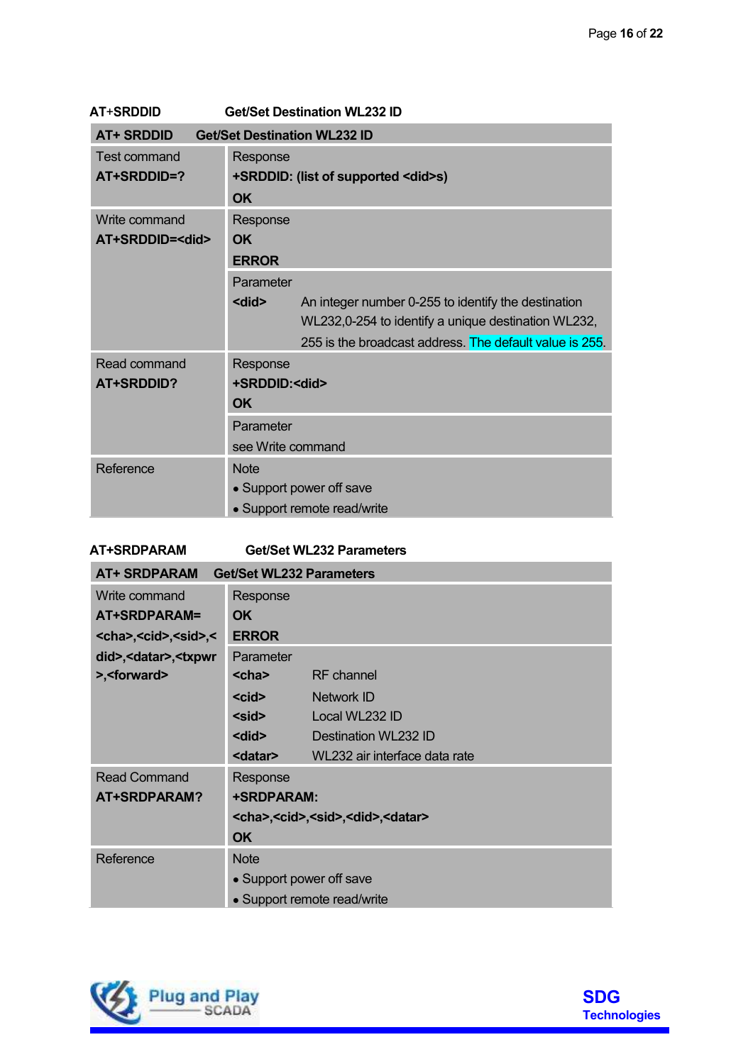**AT+SRDDID** **Get/Set Destination WL232 ID**

| **AT+ SRDDID** **Get/Set Destination WL232 ID** | |
|---|---|
| Test command<br>**AT+SRDDID=?** | Response<br>**+SRDDID: (list of supported <did>s)**<br>**OK** |
| Write command<br>**AT+SRDDID=<did>** | Response<br>**OK**<br>**ERROR** |
| | Parameter<br>**<did>** An integer number 0-255 to identify the destination WL232,0-254 to identify a unique destination WL232, 255 is the broadcast address. The default value is 255. |
| Read command<br>**AT+SRDDID?** | Response<br>**+SRDDID:<did>**<br>**OK** |
| | Parameter<br>see Write command |
| Reference | Note<br>• Support power off save<br>• Support remote read/write |

**AT+SRDPARAM** **Get/Set WL232 Parameters**

| **AT+ SRDPARAM** **Get/Set WL232 Parameters** | |
|---|---|
| Write command<br>**AT+SRDPARAM=<cha>,<cid>,<sid>,<did>,<datar>,<txpwr>,<forward>** | Response<br>**OK**<br>**ERROR** |
| | Parameter<br>**<cha>** RF channel<br>**<cid>** Network ID<br>**<sid>** Local WL232 ID<br>**<did>** Destination WL232 ID<br>**<datar>** WL232 air interface data rate |
| Read Command<br>**AT+SRDPARAM?** | Response<br>**+SRDPARAM:<cha>,<cid>,<sid>,<did>,<datar>**<br>**OK** |
| Reference | Note<br>• Support power off save<br>• Support remote read/write |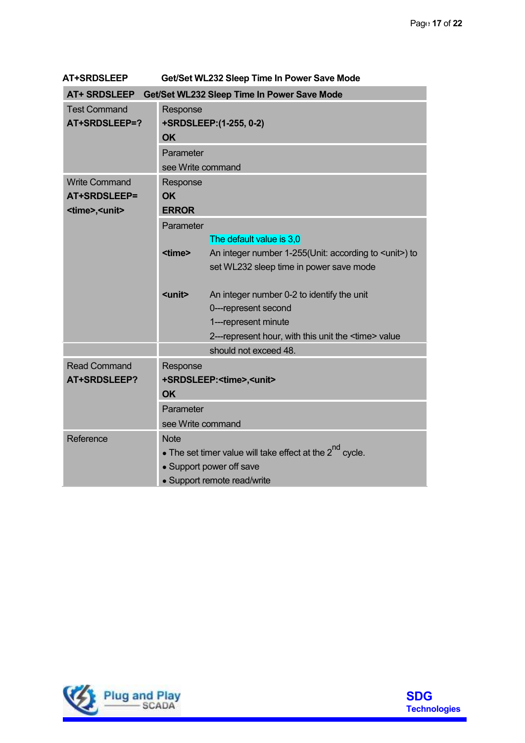**AT+SRDSLEEP** **Get/Set WL232 Sleep Time In Power Save Mode**

| AT+ SRDSLEEP | Get/Set WL232 Sleep Time In Power Save Mode |
|---|---|
| Test Command<br>**AT+SRDSLEEP=?** | Response<br>**+SRDSLEEP:(1-255, 0-2)**<br>**OK** |
| | Parameter<br>see Write command |
| Write Command<br>**AT+SRDSLEEP=<time>,<unit>** | Response<br>**OK**<br>**ERROR** |
| | Parameter<br>The default value is 3,0<br>**<time>** An integer number 1-255(Unit: according to <unit>) to set WL232 sleep time in power save mode<br><br>**<unit>** An integer number 0-2 to identify the unit<br>0---represent second<br>1---represent minute<br>2---represent hour, with this unit the <time> value should not exceed 48. |
| Read Command<br>**AT+SRDSLEEP?** | Response<br>**+SRDSLEEP:<time>,<unit>**<br>**OK** |
| | Parameter<br>see Write command |
| Reference | Note<br>• The set timer value will take effect at the 2nd cycle.<br>• Support power off save<br>• Support remote read/write |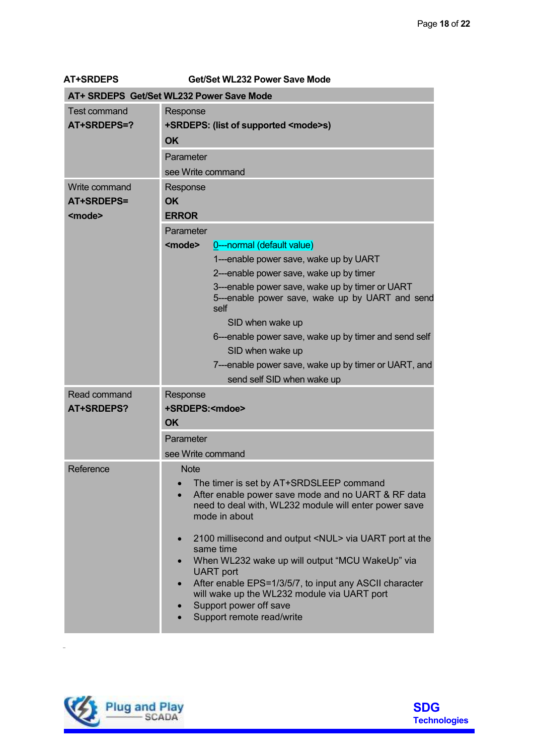**AT+SRDEPS** **Get/Set WL232 Power Save Mode**

| **AT+ SRDEPS Get/Set WL232 Power Save Mode** | |
|---|---|
| Test command<br>**AT+SRDEPS=?** | Response<br>**+SRDEPS: (list of supported <mode>s)**<br>**OK** |
| | Parameter<br>see Write command |
| Write command<br>**AT+SRDEPS=<br><mode>** | Response<br>**OK**<br>**ERROR** |
| | Parameter<br>**<mode>** 0---normal (default value)<br>1---enable power save, wake up by UART<br>2---enable power save, wake up by timer<br>3---enable power save, wake up by timer or UART<br>5---enable power save, wake up by UART and send self SID when wake up<br>6---enable power save, wake up by timer and send self SID when wake up<br>7---enable power save, wake up by timer or UART, and send self SID when wake up |
| Read command<br>**AT+SRDEPS?** | Response<br>**+SRDEPS:<mdoe>**<br>**OK** |
| | Parameter<br>see Write command |
| Reference | Note<br>• The timer is set by AT+SRDSLEEP command<br>• After enable power save mode and no UART & RF data need to deal with, WL232 module will enter power save mode in about<br>• 2100 millisecond and output <NUL> via UART port at the same time<br>• When WL232 wake up will output "MCU WakeUp" via UART port<br>• After enable EPS=1/3/5/7, to input any ASCII character will wake up the WL232 module via UART port<br>• Support power off save<br>• Support remote read/write |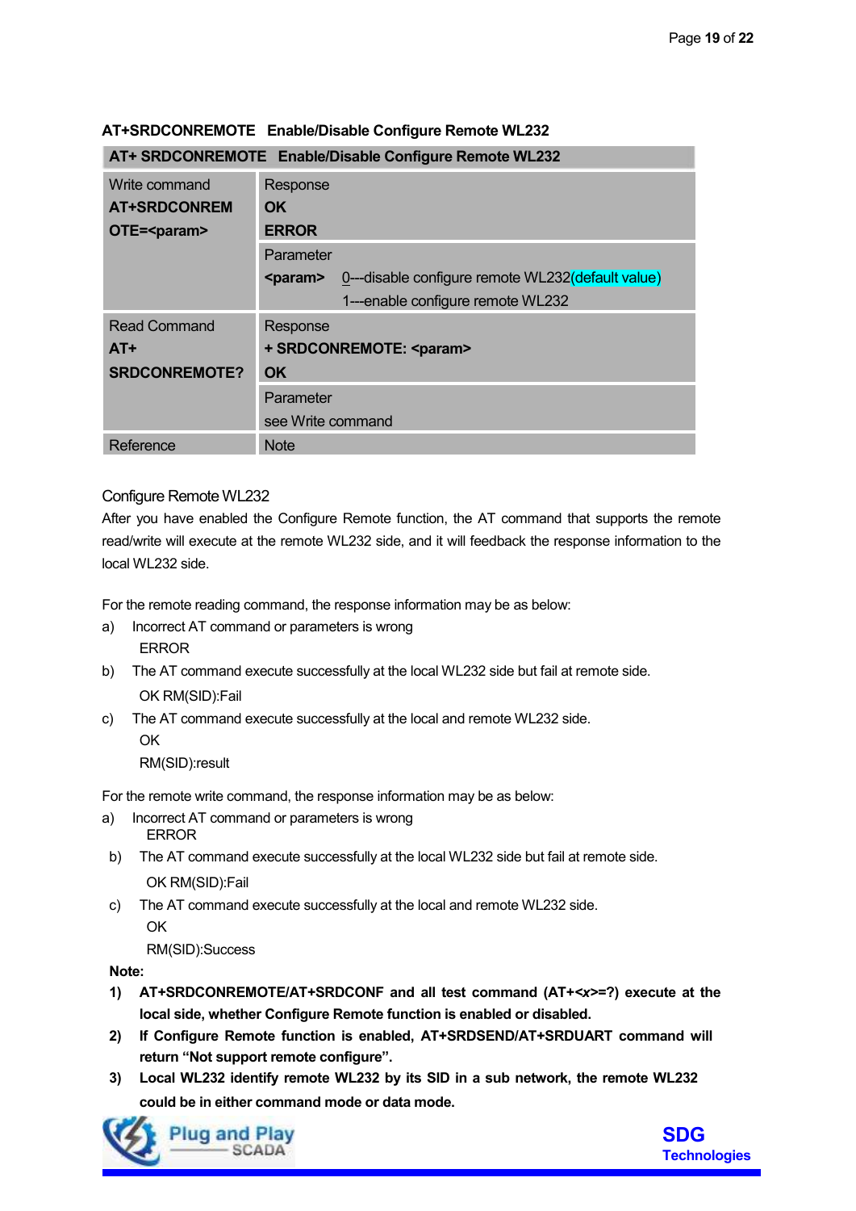### AT+SRDCONREMOTE Enable/Disable Configure Remote WL232

| AT+ SRDCONREMOTE Enable/Disable Configure Remote WL232 | |
|---|---|
| Write command<br>**AT+SRDCONREMOTE=<param>** | Response<br>**OK**<br>**ERROR** |
| | Parameter<br>**<param>** 0---disable configure remote WL232(default value)<br>1---enable configure remote WL232 |
| Read Command<br>**AT+ SRDCONREMOTE?** | Response<br>**+ SRDCONREMOTE: <param>**<br>**OK** |
| | Parameter<br>see Write command |
| Reference | Note |

Configure Remote WL232

After you have enabled the Configure Remote function, the AT command that supports the remote read/write will execute at the remote WL232 side, and it will feedback the response information to the local WL232 side.

For the remote reading command, the response information may be as below:

a) Incorrect AT command or parameters is wrong
   ERROR
b) The AT command execute successfully at the local WL232 side but fail at remote side.
   OK RM(SID):Fail
c) The AT command execute successfully at the local and remote WL232 side.
   OK
   RM(SID):result

For the remote write command, the response information may be as below:

a) Incorrect AT command or parameters is wrong
   ERROR
b) The AT command execute successfully at the local WL232 side but fail at remote side.
   OK RM(SID):Fail
c) The AT command execute successfully at the local and remote WL232 side.
   OK
   RM(SID):Success

**Note:**

1) **AT+SRDCONREMOTE/AT+SRDCONF and all test command (AT+<x>=?) execute at the local side, whether Configure Remote function is enabled or disabled.**
2) **If Configure Remote function is enabled, AT+SRDSEND/AT+SRDUART command will return "Not support remote configure".**
3) **Local WL232 identify remote WL232 by its SID in a sub network, the remote WL232 could be in either command mode or data mode.**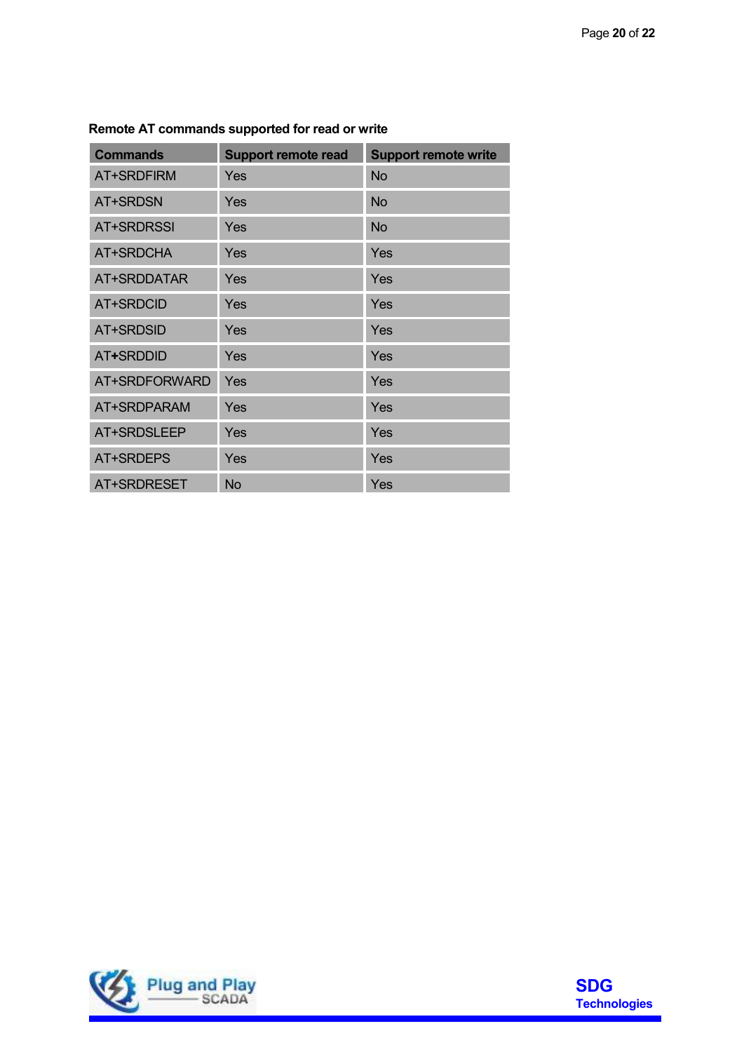**Remote AT commands supported for read or write**

| Commands | Support remote read | Support remote write |
|---|---|---|
| AT+SRDFIRM | Yes | No |
| AT+SRDSN | Yes | No |
| AT+SRDRSSI | Yes | No |
| AT+SRDCHA | Yes | Yes |
| AT+SRDDATAR | Yes | Yes |
| AT+SRDCID | Yes | Yes |
| AT+SRDSID | Yes | Yes |
| AT+SRDDID | Yes | Yes |
| AT+SRDFORWARD | Yes | Yes |
| AT+SRDPARAM | Yes | Yes |
| AT+SRDSLEEP | Yes | Yes |
| AT+SRDEPS | Yes | Yes |
| AT+SRDRESET | No | Yes |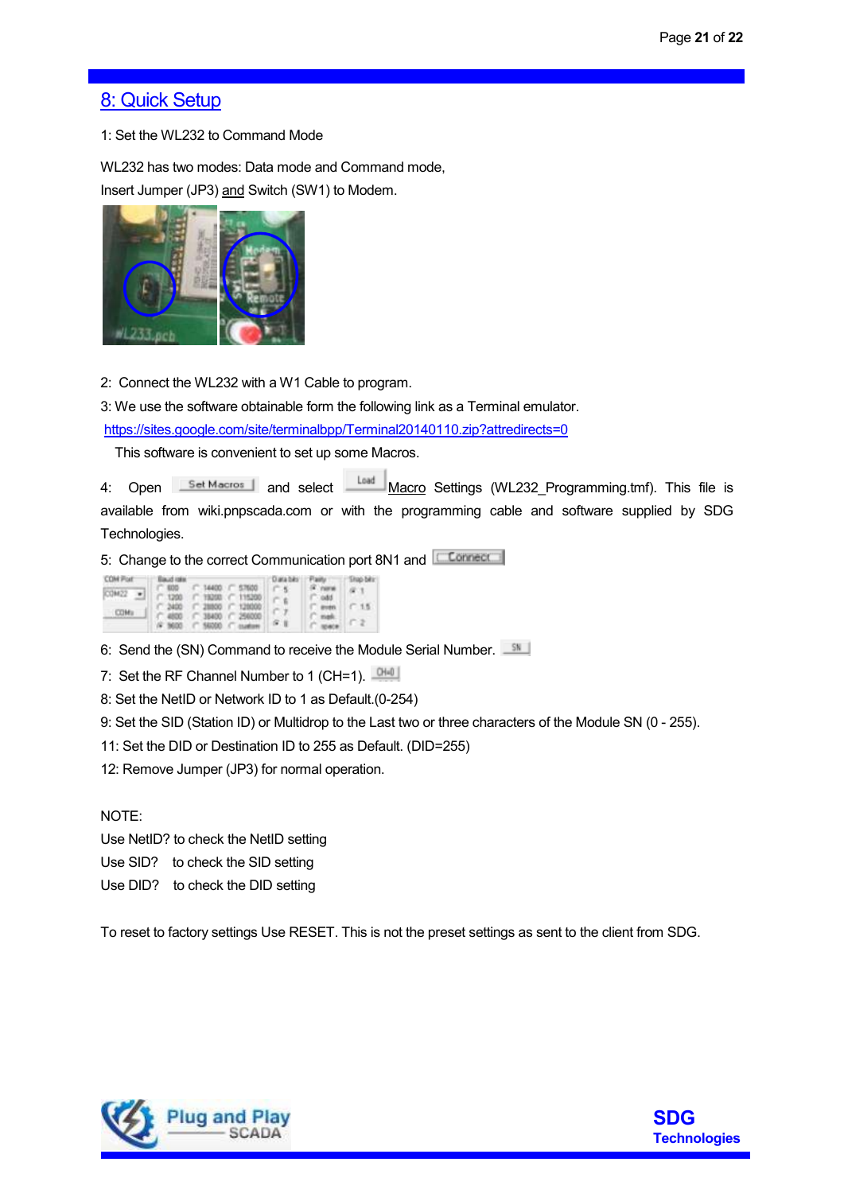## 8: Quick Setup

1: Set the WL232 to Command Mode

WL232 has two modes: Data mode and Command mode,
Insert Jumper (JP3) and Switch (SW1) to Modem.

2: Connect the WL232 with a W1 Cable to program.

3: We use the software obtainable form the following link as a Terminal emulator.
https://sites.google.com/site/terminalbpp/Terminal20140110.zip?attredirects=0
This software is convenient to set up some Macros.

4: Open [Set Macros] and select [Load] Macro Settings (WL232_Programming.tmf). This file is available from wiki.pnpscada.com or with the programming cable and software supplied by SDG Technologies.

5: Change to the correct Communication port 8N1 and [Connect]

6: Send the (SN) Command to receive the Module Serial Number. [SN]

7: Set the RF Channel Number to 1 (CH=1). [CH=0]

8: Set the NetID or Network ID to 1 as Default.(0-254)

9: Set the SID (Station ID) or Multidrop to the Last two or three characters of the Module SN (0 - 255).

11: Set the DID or Destination ID to 255 as Default. (DID=255)

12: Remove Jumper (JP3) for normal operation.

NOTE:
Use NetID? to check the NetID setting
Use SID? to check the SID setting
Use DID? to check the DID setting

To reset to factory settings Use RESET. This is not the preset settings as sent to the client from SDG.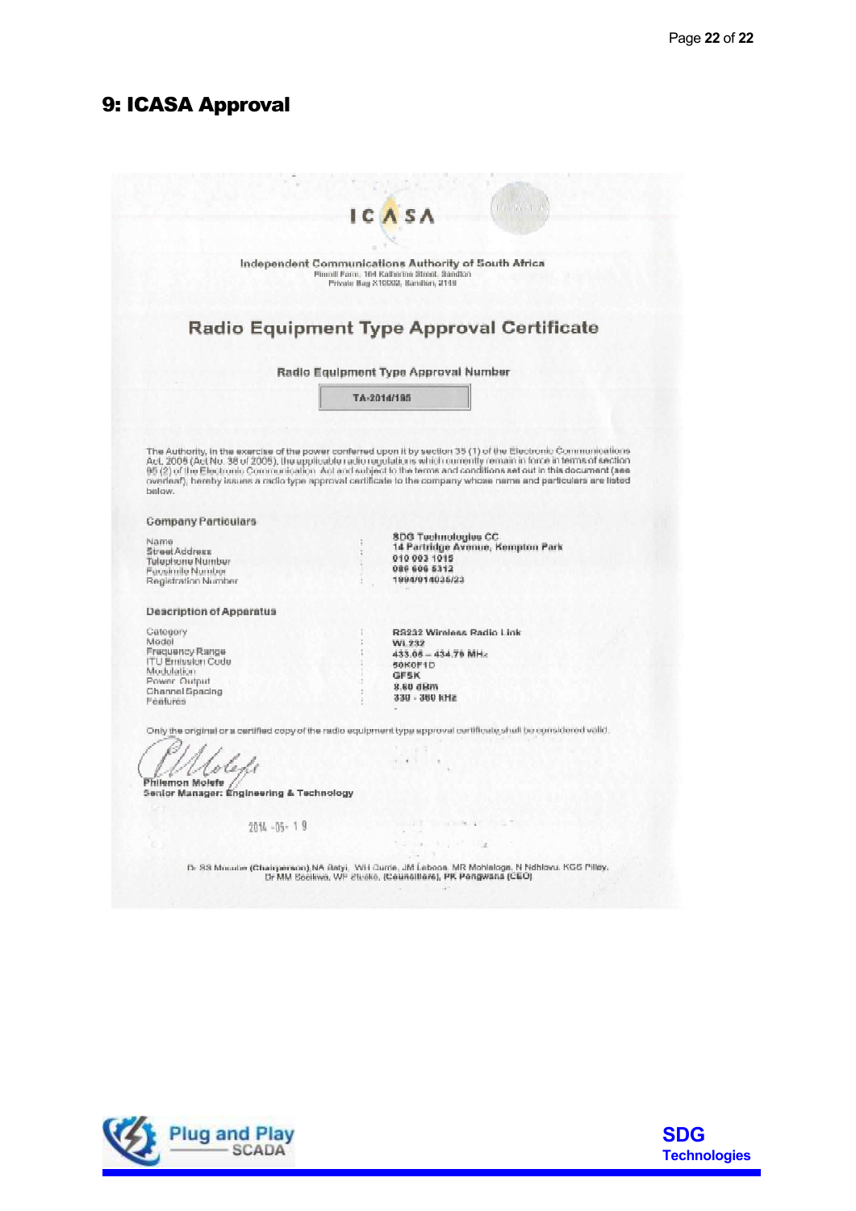# 9: ICASA Approval

ICASA

Independent Communications Authority of South Africa
Pinmill Farm, 164 Katherine Street, Sandton
Private Bag X10002, Sandton, 2146

## Radio Equipment Type Approval Certificate

Radio Equipment Type Approval Number

**TA-2014/195**

The Authority, in the exercise of the power conferred upon it by section 35 (1) of the Electronic Communications Act, 2005 (Act No. 36 of 2005), the applicable radio regulations which currently remain in force in terms of section 95 (2) of the Electronic Communication Act and subject to the terms and conditions set out in this document (see overleaf), hereby issues a radio type approval certificate to the company whose name and particulars are listed below.

**Company Particulars**

| | | |
|---|---|---|
| Name | : | SDG Technologies CC |
| Street Address | : | 14 Partridge Avenue, Kempton Park |
| Telephone Number | : | 010 003 1015 |
| Facsimile Number | : | 086 606 5312 |
| Registration Number | : | 1994/014035/23 |

**Description of Apparatus**

| | | |
|---|---|---|
| Category | : | RS232 Wireless Radio Link |
| Model | : | WL232 |
| Frequency Range | : | 433.05 – 434.79 MHz |
| ITU Emission Code | : | 50K0F1D |
| Modulation | : | GFSK |
| Power Output | : | 8.60 dBm |
| Channel Spacing | : | 330 - 360 kHz |
| Features | : | - |

Only the original or a certified copy of the radio equipment type approval certificate shall be considered valid.

Philemon Molefe
Senior Manager: Engineering & Technology

2014 -05- 19

Dr SS Mncube (Chairperson), NA Batyi, WH Currie, JM Lebooa, MR Mohlaloga, N Ndhlovu, KGS Pillay, Dr MM Soolkwa, WF Zeuke, (Councillors), PK Pongwana (CEO)